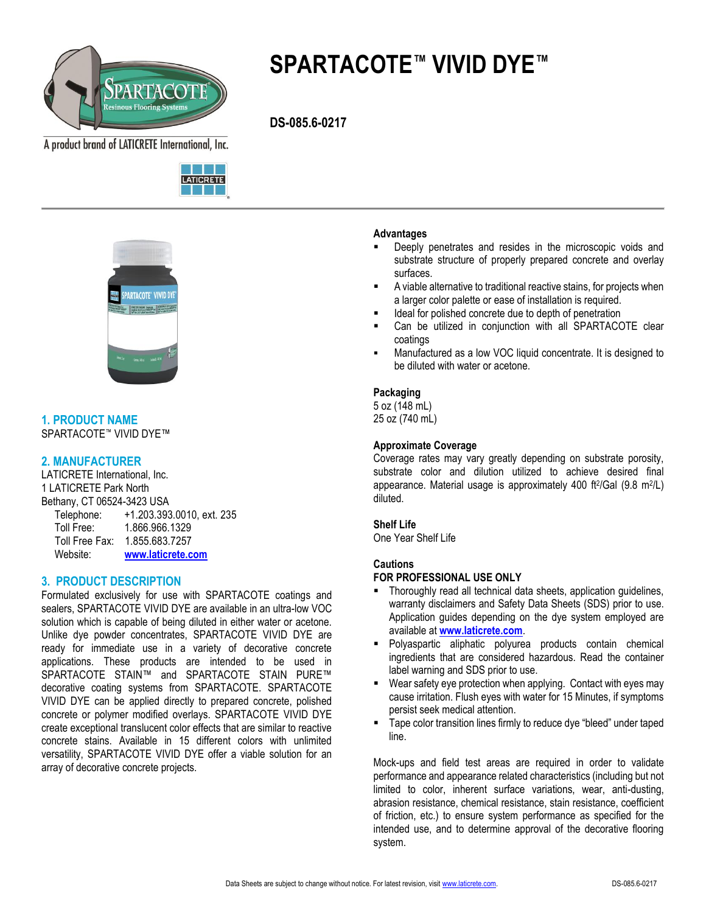# SPARTACOTE™ VIVID DYE™

**DS-085.6-0217**

A product brand of LATICRETE International, Inc.

## 1. PRODUCT NAME

SPARTACOTE™ VIVID DYE™

## 2. MANUFACTURER

LATICRETE International, Inc.
1 LATICRETE Park North
Bethany, CT 06524-3423 USA

| | |
|---|---|
| Telephone: | +1.203.393.0010, ext. 235 |
| Toll Free: | 1.866.966.1329 |
| Toll Free Fax: | 1.855.683.7257 |
| Website: | www.laticrete.com |

## 3. PRODUCT DESCRIPTION

Formulated exclusively for use with SPARTACOTE coatings and sealers, SPARTACOTE VIVID DYE are available in an ultra-low VOC solution which is capable of being diluted in either water or acetone. Unlike dye powder concentrates, SPARTACOTE VIVID DYE are ready for immediate use in a variety of decorative concrete applications. These products are intended to be used in SPARTACOTE STAIN™ and SPARTACOTE STAIN PURE™ decorative coating systems from SPARTACOTE. SPARTACOTE VIVID DYE can be applied directly to prepared concrete, polished concrete or polymer modified overlays. SPARTACOTE VIVID DYE create exceptional translucent color effects that are similar to reactive concrete stains. Available in 15 different colors with unlimited versatility, SPARTACOTE VIVID DYE offer a viable solution for an array of decorative concrete projects.

### Advantages

- Deeply penetrates and resides in the microscopic voids and substrate structure of properly prepared concrete and overlay surfaces.
- A viable alternative to traditional reactive stains, for projects when a larger color palette or ease of installation is required.
- Ideal for polished concrete due to depth of penetration
- Can be utilized in conjunction with all SPARTACOTE clear coatings
- Manufactured as a low VOC liquid concentrate. It is designed to be diluted with water or acetone.

### Packaging

5 oz (148 mL)
25 oz (740 mL)

### Approximate Coverage

Coverage rates may vary greatly depending on substrate porosity, substrate color and dilution utilized to achieve desired final appearance. Material usage is approximately 400 ft$^2$/Gal (9.8 m$^2$/L) diluted.

### Shelf Life

One Year Shelf Life

### Cautions

**FOR PROFESSIONAL USE ONLY**

- Thoroughly read all technical data sheets, application guidelines, warranty disclaimers and Safety Data Sheets (SDS) prior to use. Application guides depending on the dye system employed are available at www.laticrete.com.
- Polyaspartic aliphatic polyurea products contain chemical ingredients that are considered hazardous. Read the container label warning and SDS prior to use.
- Wear safety eye protection when applying. Contact with eyes may cause irritation. Flush eyes with water for 15 Minutes, if symptoms persist seek medical attention.
- Tape color transition lines firmly to reduce dye "bleed" under taped line.

Mock-ups and field test areas are required in order to validate performance and appearance related characteristics (including but not limited to color, inherent surface variations, wear, anti-dusting, abrasion resistance, chemical resistance, stain resistance, coefficient of friction, etc.) to ensure system performance as specified for the intended use, and to determine approval of the decorative flooring system.

Data Sheets are subject to change without notice. For latest revision, visit www.laticrete.com.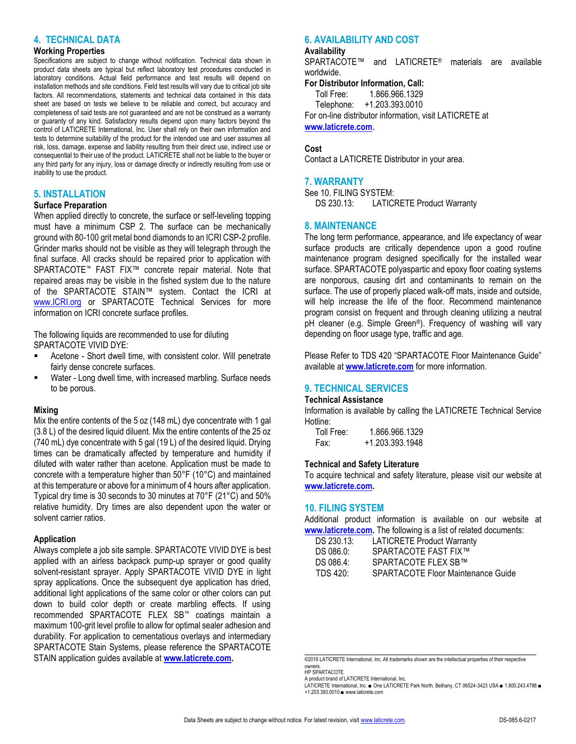## 4. TECHNICAL DATA

### Working Properties

Specifications are subject to change without notification. Technical data shown in product data sheets are typical but reflect laboratory test procedures conducted in laboratory conditions. Actual field performance and test results will depend on installation methods and site conditions. Field test results will vary due to critical job site factors. All recommendations, statements and technical data contained in this data sheet are based on tests we believe to be reliable and correct, but accuracy and completeness of said tests are not guaranteed and are not to be construed as a warranty or guaranty of any kind. Satisfactory results depend upon many factors beyond the control of LATICRETE International, Inc. User shall rely on their own information and tests to determine suitability of the product for the intended use and user assumes all risk, loss, damage, expense and liability resulting from their direct use, indirect use or consequential to their use of the product. LATICRETE shall not be liable to the buyer or any third party for any injury, loss or damage directly or indirectly resulting from use or inability to use the product.

## 5. INSTALLATION

### Surface Preparation

When applied directly to concrete, the surface or self-leveling topping must have a minimum CSP 2. The surface can be mechanically ground with 80-100 grit metal bond diamonds to an ICRI CSP-2 profile. Grinder marks should not be visible as they will telegraph through the final surface. All cracks should be repaired prior to application with SPARTACOTE™ FAST FIX™ concrete repair material. Note that repaired areas may be visible in the fished system due to the nature of the SPARTACOTE STAIN™ system. Contact the ICRI at www.ICRI.org or SPARTACOTE Technical Services for more information on ICRI concrete surface profiles.

The following liquids are recommended to use for diluting SPARTACOTE VIVID DYE:

- Acetone - Short dwell time, with consistent color. Will penetrate fairly dense concrete surfaces.
- Water - Long dwell time, with increased marbling. Surface needs to be porous.

### Mixing

Mix the entire contents of the 5 oz (148 mL) dye concentrate with 1 gal (3.8 L) of the desired liquid diluent. Mix the entire contents of the 25 oz (740 mL) dye concentrate with 5 gal (19 L) of the desired liquid. Drying times can be dramatically affected by temperature and humidity if diluted with water rather than acetone. Application must be made to concrete with a temperature higher than 50°F (10°C) and maintained at this temperature or above for a minimum of 4 hours after application. Typical dry time is 30 seconds to 30 minutes at 70°F (21°C) and 50% relative humidity. Dry times are also dependent upon the water or solvent carrier ratios.

### Application

Always complete a job site sample. SPARTACOTE VIVID DYE is best applied with an airless backpack pump-up sprayer or good quality solvent-resistant sprayer. Apply SPARTACOTE VIVID DYE in light spray applications. Once the subsequent dye application has dried, additional light applications of the same color or other colors can put down to build color depth or create marbling effects. If using recommended SPARTACOTE FLEX SB™ coatings maintain a maximum 100-grit level profile to allow for optimal sealer adhesion and durability. For application to cementatious overlays and intermediary SPARTACOTE Stain Systems, please reference the SPARTACOTE STAIN application guides available at **www.laticrete.com.**

## 6. AVAILABILITY AND COST

### Availability

SPARTACOTE™ and LATICRETE® materials are available worldwide.

**For Distributor Information, Call:**

Toll Free: 1.866.966.1329
Telephone: +1.203.393.0010

For on-line distributor information, visit LATICRETE at **www.laticrete.com**.

### Cost

Contact a LATICRETE Distributor in your area.

## 7. WARRANTY

See 10. FILING SYSTEM:
DS 230.13: LATICRETE Product Warranty

## 8. MAINTENANCE

The long term performance, appearance, and life expectancy of wear surface products are critically dependence upon a good routine maintenance program designed specifically for the installed wear surface. SPARTACOTE polyaspartic and epoxy floor coating systems are nonporous, causing dirt and contaminants to remain on the surface. The use of properly placed walk-off mats, inside and outside, will help increase the life of the floor. Recommend maintenance program consist on frequent and through cleaning utilizing a neutral pH cleaner (e.g. Simple Green®). Frequency of washing will vary depending on floor usage type, traffic and age.

Please Refer to TDS 420 “SPARTACOTE Floor Maintenance Guide” available at **www.laticrete.com** for more information.

## 9. TECHNICAL SERVICES

### Technical Assistance

Information is available by calling the LATICRETE Technical Service Hotline:

Toll Free: 1.866.966.1329
Fax: +1.203.393.1948

### Technical and Safety Literature

To acquire technical and safety literature, please visit our website at **www.laticrete.com.**

## 10. FILING SYSTEM

Additional product information is available on our website at **www.laticrete.com.** The following is a list of related documents:

| | |
|---|---|
| DS 230.13: | LATICRETE Product Warranty |
| DS 086.0: | SPARTACOTE FAST FIX™ |
| DS 086.4: | SPARTACOTE FLEX SB™ |
| TDS 420: | SPARTACOTE Floor Maintenance Guide |

©2016 LATICRETE International, Inc. All trademarks shown are the intellectual properties of their respective owners.
HP SPARTACOTE
A product brand of LATICRETE International, Inc.
LATICRETE International, Inc. ■ One LATICRETE Park North, Bethany, CT 06524-3423 USA ■ 1.800.243.4788 ■ +1.203.393.0010 ■ www.laticrete.com

Data Sheets are subject to change without notice. For latest revision, visit www.laticrete.com.

DS-085.6-0217